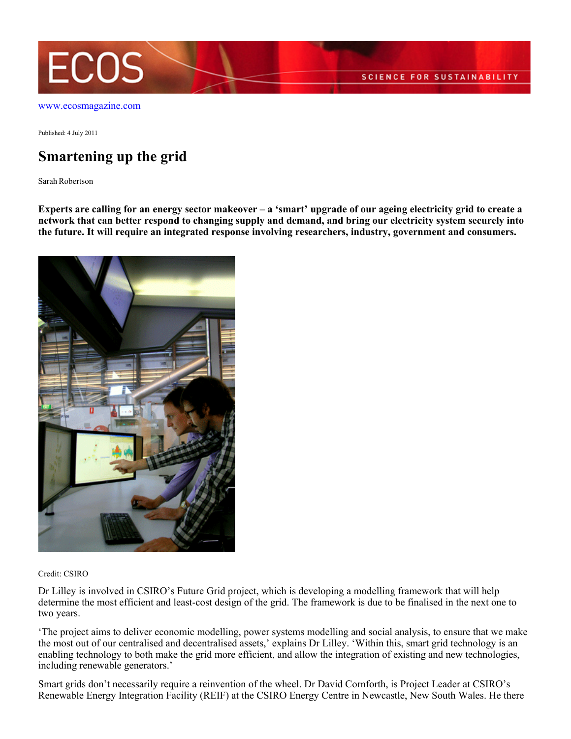www.ecosmagazine.com

Published: 4 July 2011

# Smartening up the grid

Sarah Robertson

**Experts are calling for an energy sector makeover – a 'smart' upgrade of our ageing electricity grid to create a network that can better respond to changing supply and demand, and bring our electricity system securely into the future. It will require an integrated response involving researchers, industry, government and consumers.**

Credit: CSIRO

Dr Lilley is involved in CSIRO's Future Grid project, which is developing a modelling framework that will help determine the most efficient and least-cost design of the grid. The framework is due to be finalised in the next one to two years.

'The project aims to deliver economic modelling, power systems modelling and social analysis, to ensure that we make the most out of our centralised and decentralised assets,' explains Dr Lilley. 'Within this, smart grid technology is an enabling technology to both make the grid more efficient, and allow the integration of existing and new technologies, including renewable generators.'

Smart grids don't necessarily require a reinvention of the wheel. Dr David Cornforth, is Project Leader at CSIRO's Renewable Energy Integration Facility (REIF) at the CSIRO Energy Centre in Newcastle, New South Wales. He there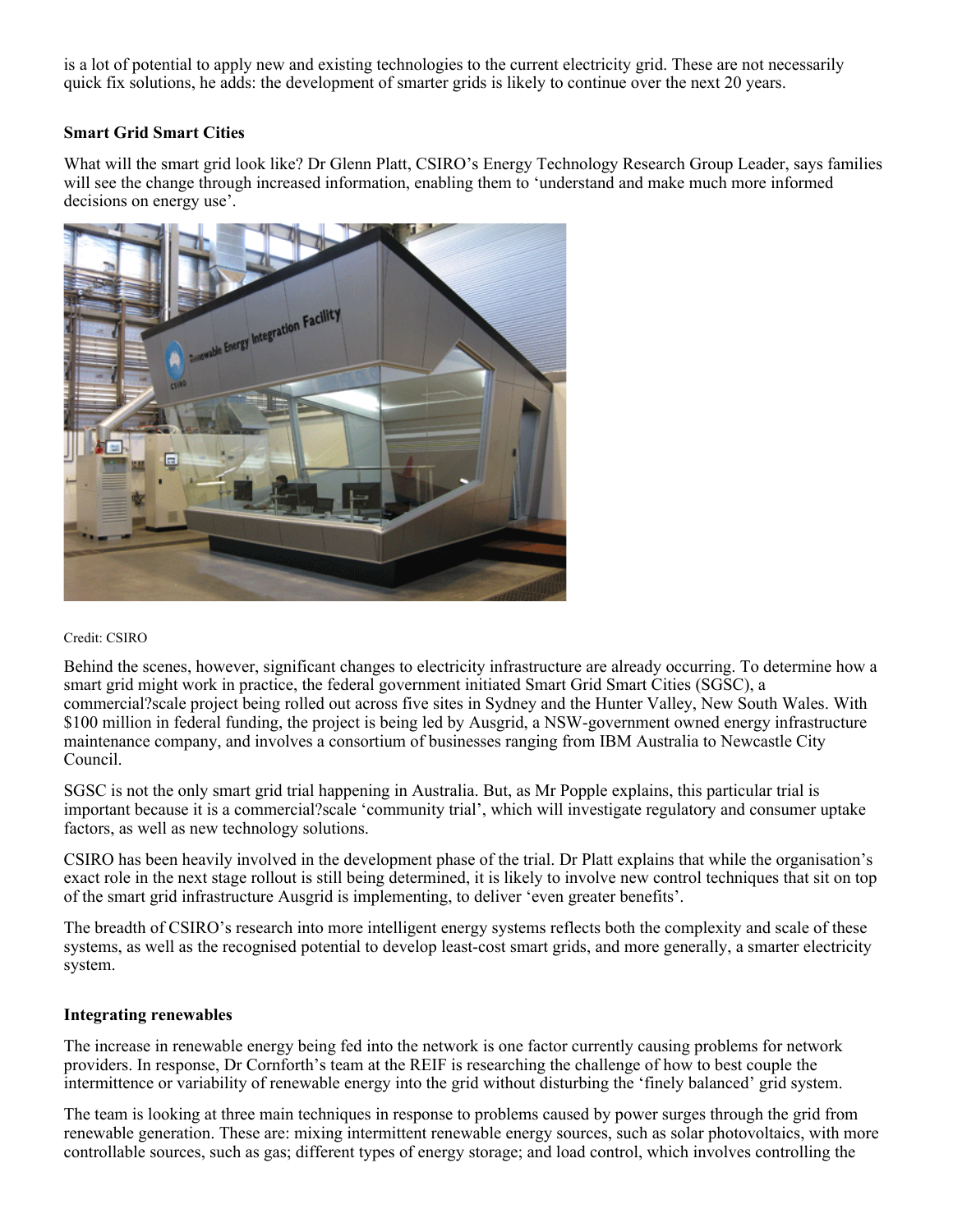is a lot of potential to apply new and existing technologies to the current electricity grid. These are not necessarily quick fix solutions, he adds: the development of smarter grids is likely to continue over the next 20 years.

### Smart Grid Smart Cities

What will the smart grid look like? Dr Glenn Platt, CSIRO's Energy Technology Research Group Leader, says families will see the change through increased information, enabling them to 'understand and make much more informed decisions on energy use'.

Credit: CSIRO

Behind the scenes, however, significant changes to electricity infrastructure are already occurring. To determine how a smart grid might work in practice, the federal government initiated Smart Grid Smart Cities (SGSC), a commercial?scale project being rolled out across five sites in Sydney and the Hunter Valley, New South Wales. With $100 million in federal funding, the project is being led by Ausgrid, a NSW-government owned energy infrastructure maintenance company, and involves a consortium of businesses ranging from IBM Australia to Newcastle City Council.

SGSC is not the only smart grid trial happening in Australia. But, as Mr Popple explains, this particular trial is important because it is a commercial?scale 'community trial', which will investigate regulatory and consumer uptake factors, as well as new technology solutions.

CSIRO has been heavily involved in the development phase of the trial. Dr Platt explains that while the organisation's exact role in the next stage rollout is still being determined, it is likely to involve new control techniques that sit on top of the smart grid infrastructure Ausgrid is implementing, to deliver 'even greater benefits'.

The breadth of CSIRO's research into more intelligent energy systems reflects both the complexity and scale of these systems, as well as the recognised potential to develop least-cost smart grids, and more generally, a smarter electricity system.

### Integrating renewables

The increase in renewable energy being fed into the network is one factor currently causing problems for network providers. In response, Dr Cornforth's team at the REIF is researching the challenge of how to best couple the intermittence or variability of renewable energy into the grid without disturbing the 'finely balanced' grid system.

The team is looking at three main techniques in response to problems caused by power surges through the grid from renewable generation. These are: mixing intermittent renewable energy sources, such as solar photovoltaics, with more controllable sources, such as gas; different types of energy storage; and load control, which involves controlling the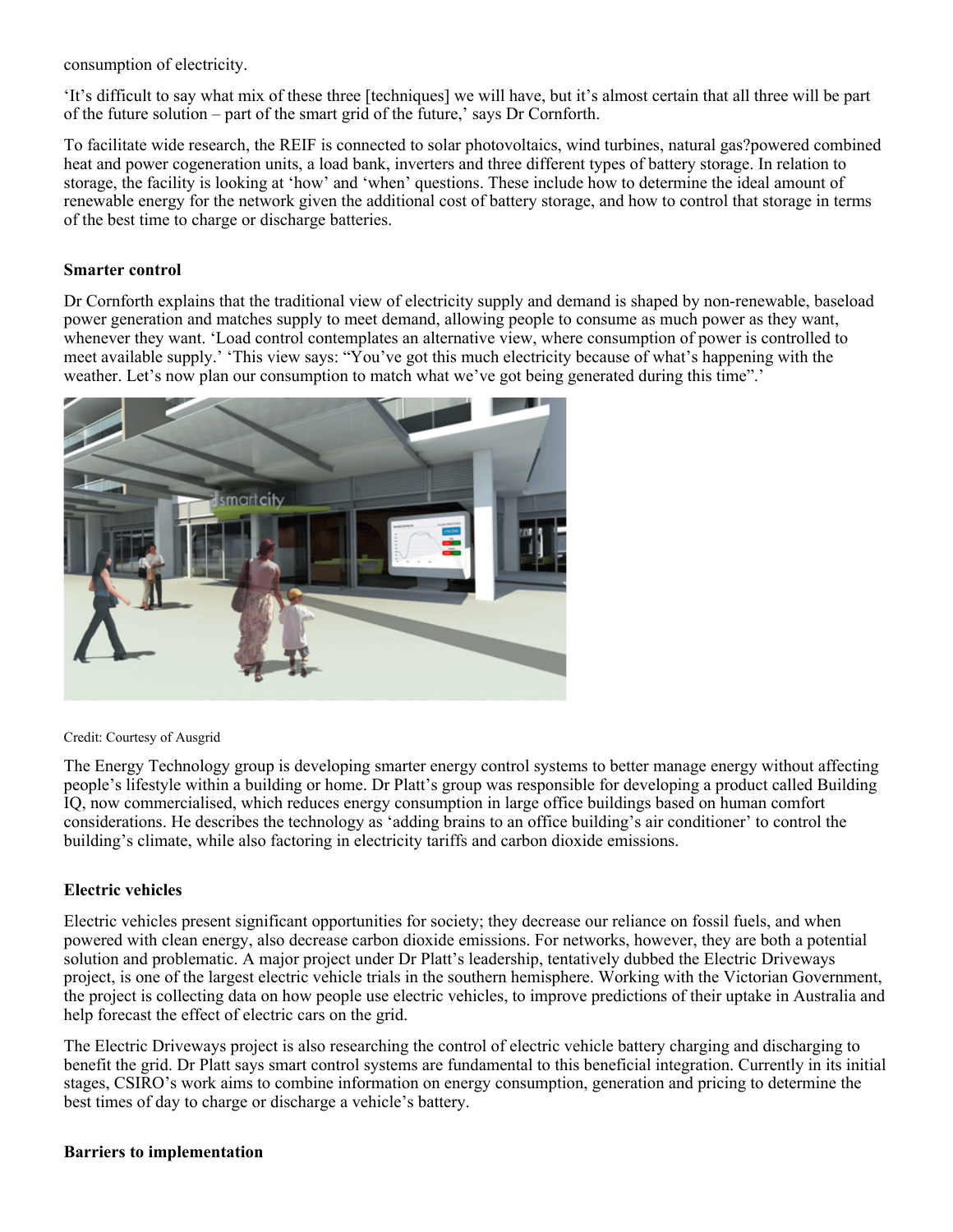consumption of electricity.

'It's difficult to say what mix of these three [techniques] we will have, but it's almost certain that all three will be part of the future solution – part of the smart grid of the future,' says Dr Cornforth.

To facilitate wide research, the REIF is connected to solar photovoltaics, wind turbines, natural gas?powered combined heat and power cogeneration units, a load bank, inverters and three different types of battery storage. In relation to storage, the facility is looking at 'how' and 'when' questions. These include how to determine the ideal amount of renewable energy for the network given the additional cost of battery storage, and how to control that storage in terms of the best time to charge or discharge batteries.

### Smarter control

Dr Cornforth explains that the traditional view of electricity supply and demand is shaped by non-renewable, baseload power generation and matches supply to meet demand, allowing people to consume as much power as they want, whenever they want. 'Load control contemplates an alternative view, where consumption of power is controlled to meet available supply.' 'This view says: "You've got this much electricity because of what's happening with the weather. Let's now plan our consumption to match what we've got being generated during this time".'

Credit: Courtesy of Ausgrid

The Energy Technology group is developing smarter energy control systems to better manage energy without affecting people's lifestyle within a building or home. Dr Platt's group was responsible for developing a product called Building IQ, now commercialised, which reduces energy consumption in large office buildings based on human comfort considerations. He describes the technology as 'adding brains to an office building's air conditioner' to control the building's climate, while also factoring in electricity tariffs and carbon dioxide emissions.

### Electric vehicles

Electric vehicles present significant opportunities for society; they decrease our reliance on fossil fuels, and when powered with clean energy, also decrease carbon dioxide emissions. For networks, however, they are both a potential solution and problematic. A major project under Dr Platt's leadership, tentatively dubbed the Electric Driveways project, is one of the largest electric vehicle trials in the southern hemisphere. Working with the Victorian Government, the project is collecting data on how people use electric vehicles, to improve predictions of their uptake in Australia and help forecast the effect of electric cars on the grid.

The Electric Driveways project is also researching the control of electric vehicle battery charging and discharging to benefit the grid. Dr Platt says smart control systems are fundamental to this beneficial integration. Currently in its initial stages, CSIRO's work aims to combine information on energy consumption, generation and pricing to determine the best times of day to charge or discharge a vehicle's battery.

### Barriers to implementation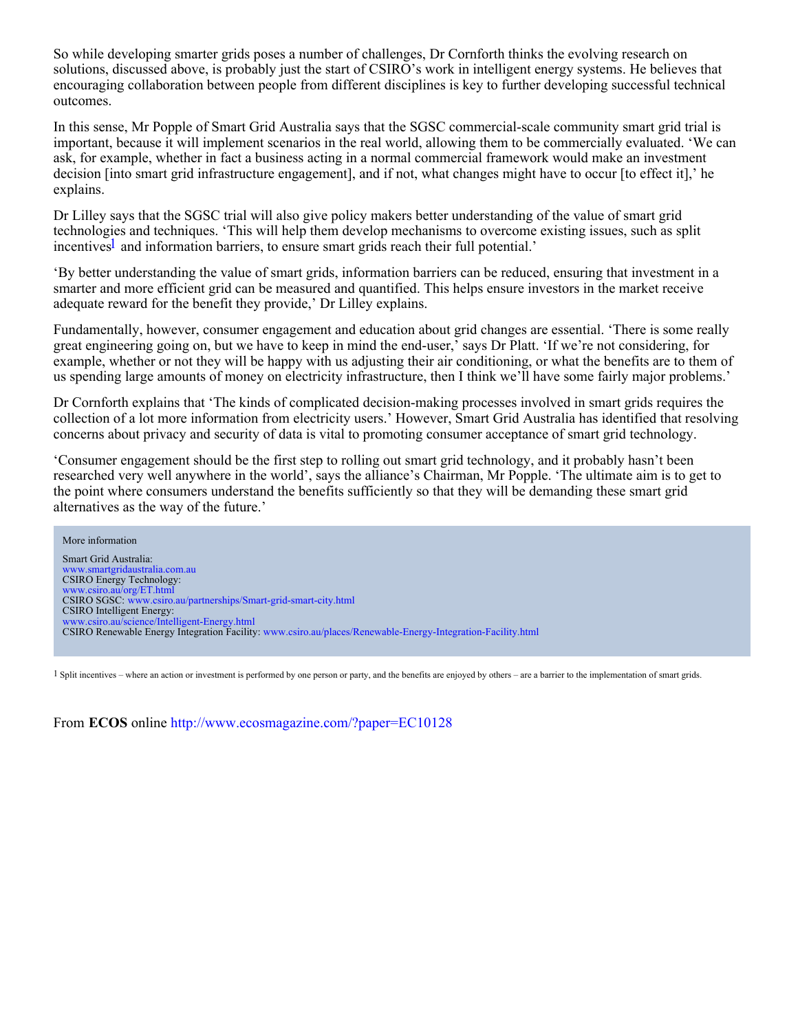So while developing smarter grids poses a number of challenges, Dr Cornforth thinks the evolving research on solutions, discussed above, is probably just the start of CSIRO's work in intelligent energy systems. He believes that encouraging collaboration between people from different disciplines is key to further developing successful technical outcomes.

In this sense, Mr Popple of Smart Grid Australia says that the SGSC commercial-scale community smart grid trial is important, because it will implement scenarios in the real world, allowing them to be commercially evaluated. 'We can ask, for example, whether in fact a business acting in a normal commercial framework would make an investment decision [into smart grid infrastructure engagement], and if not, what changes might have to occur [to effect it],' he explains.

Dr Lilley says that the SGSC trial will also give policy makers better understanding of the value of smart grid technologies and techniques. 'This will help them develop mechanisms to overcome existing issues, such as split incentives[1] and information barriers, to ensure smart grids reach their full potential.'

'By better understanding the value of smart grids, information barriers can be reduced, ensuring that investment in a smarter and more efficient grid can be measured and quantified. This helps ensure investors in the market receive adequate reward for the benefit they provide,' Dr Lilley explains.

Fundamentally, however, consumer engagement and education about grid changes are essential. 'There is some really great engineering going on, but we have to keep in mind the end-user,' says Dr Platt. 'If we're not considering, for example, whether or not they will be happy with us adjusting their air conditioning, or what the benefits are to them of us spending large amounts of money on electricity infrastructure, then I think we'll have some fairly major problems.'

Dr Cornforth explains that 'The kinds of complicated decision-making processes involved in smart grids requires the collection of a lot more information from electricity users.' However, Smart Grid Australia has identified that resolving concerns about privacy and security of data is vital to promoting consumer acceptance of smart grid technology.

'Consumer engagement should be the first step to rolling out smart grid technology, and it probably hasn't been researched very well anywhere in the world', says the alliance's Chairman, Mr Popple. 'The ultimate aim is to get to the point where consumers understand the benefits sufficiently so that they will be demanding these smart grid alternatives as the way of the future.'

More information

Smart Grid Australia:
www.smartgridaustralia.com.au
CSIRO Energy Technology:
www.csiro.au/org/ET.html
CSIRO SGSC: www.csiro.au/partnerships/Smart-grid-smart-city.html
CSIRO Intelligent Energy:
www.csiro.au/science/Intelligent-Energy.html
CSIRO Renewable Energy Integration Facility: www.csiro.au/places/Renewable-Energy-Integration-Facility.html

[1] Split incentives – where an action or investment is performed by one person or party, and the benefits are enjoyed by others – are a barrier to the implementation of smart grids.

From **ECOS** online http://www.ecosmagazine.com/?paper=EC10128